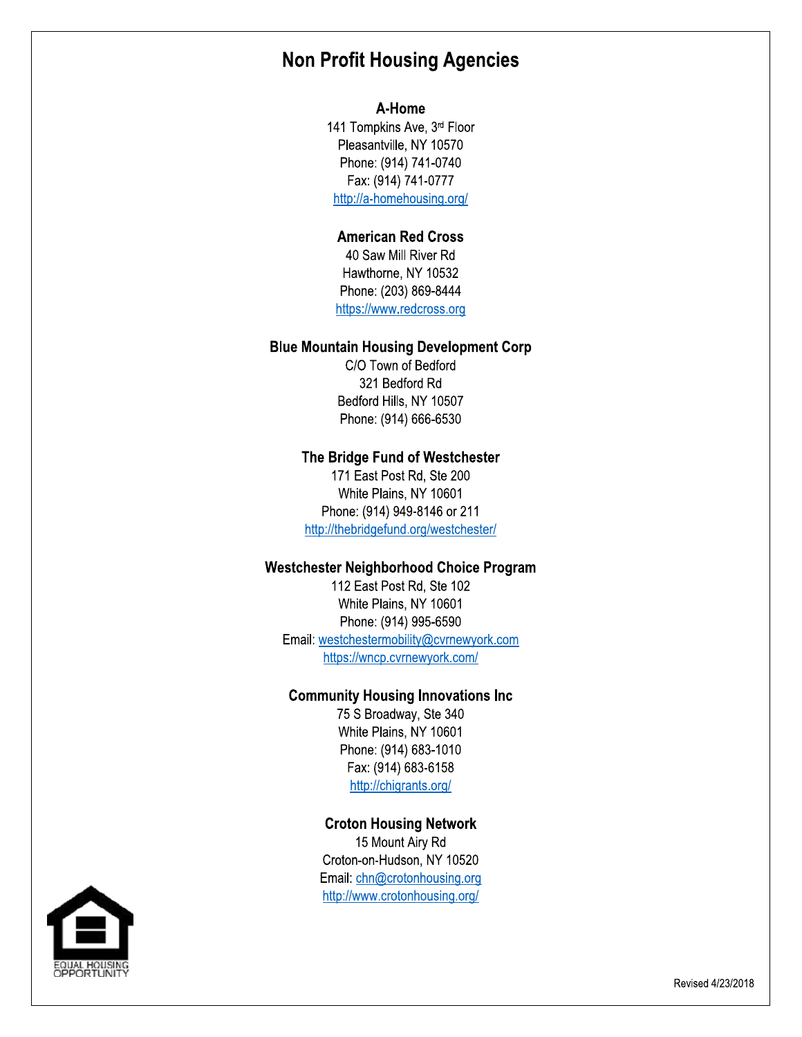# Non Profit Housing Agencies

**A-Home**
141 Tompkins Ave, 3rd Floor
Pleasantville, NY 10570
Phone: (914) 741-0740
Fax: (914) 741-0777
http://a-homehousing.org/

**American Red Cross**
40 Saw Mill River Rd
Hawthorne, NY 10532
Phone: (203) 869-8444
https://www.redcross.org

**Blue Mountain Housing Development Corp**
C/O Town of Bedford
321 Bedford Rd
Bedford Hills, NY 10507
Phone: (914) 666-6530

**The Bridge Fund of Westchester**
171 East Post Rd, Ste 200
White Plains, NY 10601
Phone: (914) 949-8146 or 211
http://thebridgefund.org/westchester/

**Westchester Neighborhood Choice Program**
112 East Post Rd, Ste 102
White Plains, NY 10601
Phone: (914) 995-6590
Email: westchestermobility@cvrnewyork.com
https://wncp.cvrnewyork.com/

**Community Housing Innovations Inc**
75 S Broadway, Ste 340
White Plains, NY 10601
Phone: (914) 683-1010
Fax: (914) 683-6158
http://chigrants.org/

**Croton Housing Network**
15 Mount Airy Rd
Croton-on-Hudson, NY 10520
Email: chn@crotonhousing.org
http://www.crotonhousing.org/

EQUAL HOUSING OPPORTUNITY

Revised 4/23/2018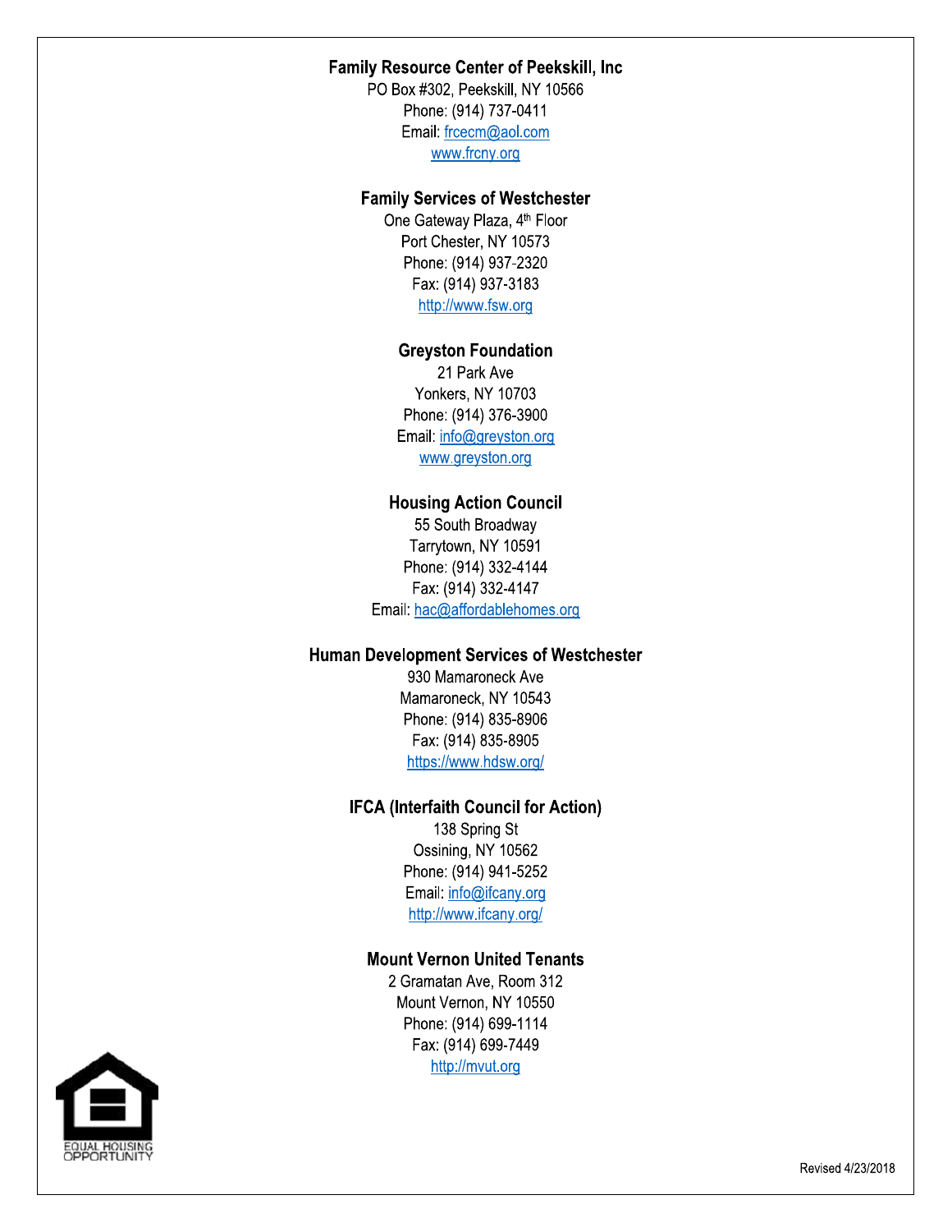**Family Resource Center of Peekskill, Inc**
PO Box #302, Peekskill, NY 10566
Phone: (914) 737-0411
Email: frcecm@aol.com
www.frcny.org

**Family Services of Westchester**
One Gateway Plaza, 4th Floor
Port Chester, NY 10573
Phone: (914) 937-2320
Fax: (914) 937-3183
http://www.fsw.org

**Greyston Foundation**
21 Park Ave
Yonkers, NY 10703
Phone: (914) 376-3900
Email: info@greyston.org
www.greyston.org

**Housing Action Council**
55 South Broadway
Tarrytown, NY 10591
Phone: (914) 332-4144
Fax: (914) 332-4147
Email: hac@affordablehomes.org

**Human Development Services of Westchester**
930 Mamaroneck Ave
Mamaroneck, NY 10543
Phone: (914) 835-8906
Fax: (914) 835-8905
https://www.hdsw.org/

**IFCA (Interfaith Council for Action)**
138 Spring St
Ossining, NY 10562
Phone: (914) 941-5252
Email: info@ifcany.org
http://www.ifcany.org/

**Mount Vernon United Tenants**
2 Gramatan Ave, Room 312
Mount Vernon, NY 10550
Phone: (914) 699-1114
Fax: (914) 699-7449
http://mvut.org

EQUAL HOUSING OPPORTUNITY

Revised 4/23/2018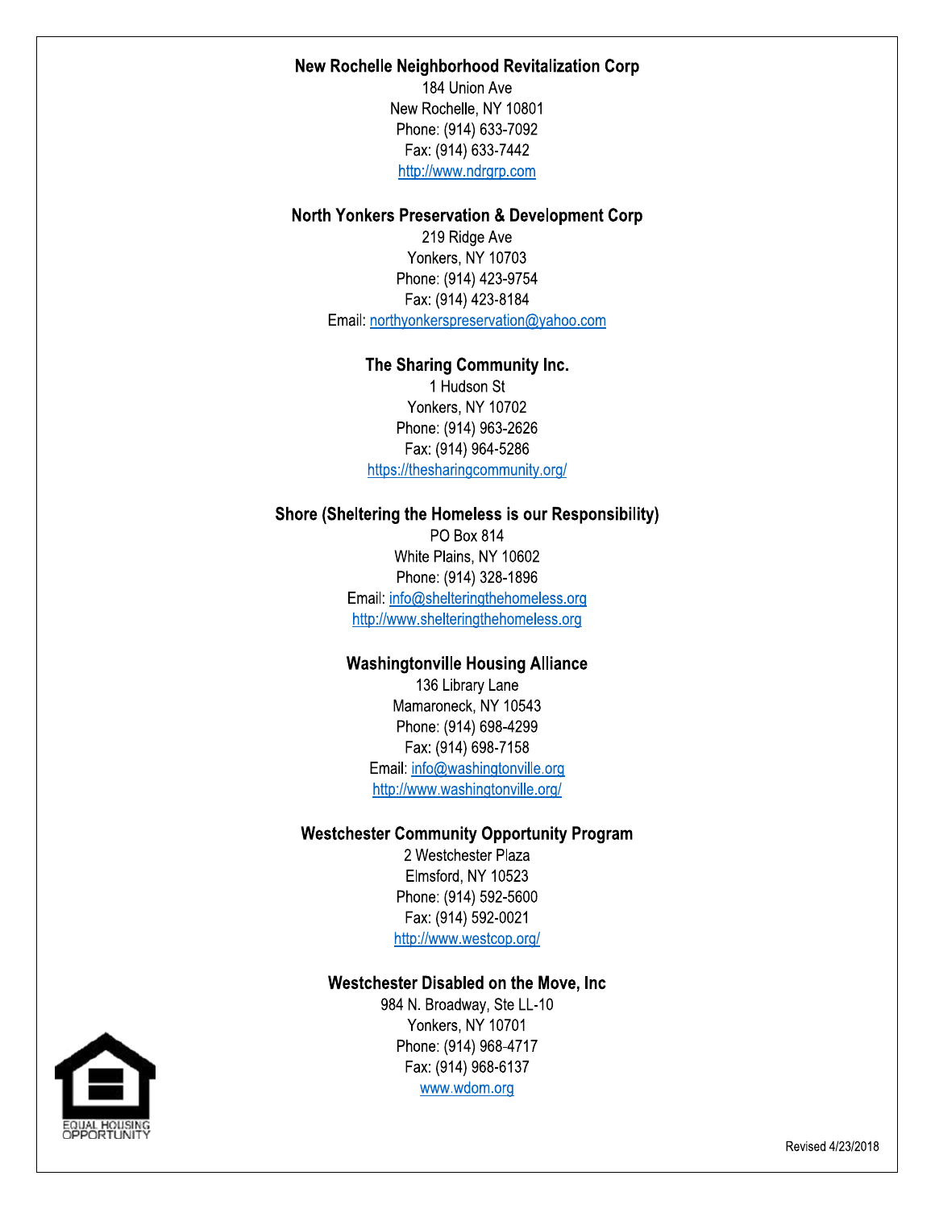**New Rochelle Neighborhood Revitalization Corp**
184 Union Ave
New Rochelle, NY 10801
Phone: (914) 633-7092
Fax: (914) 633-7442
http://www.ndrgrp.com

**North Yonkers Preservation & Development Corp**
219 Ridge Ave
Yonkers, NY 10703
Phone: (914) 423-9754
Fax: (914) 423-8184
Email: northyonkerspreservation@yahoo.com

**The Sharing Community Inc.**
1 Hudson St
Yonkers, NY 10702
Phone: (914) 963-2626
Fax: (914) 964-5286
https://thesharingcommunity.org/

**Shore (Sheltering the Homeless is our Responsibility)**
PO Box 814
White Plains, NY 10602
Phone: (914) 328-1896
Email: info@shelteringthehomeless.org
http://www.shelteringthehomeless.org

**Washingtonville Housing Alliance**
136 Library Lane
Mamaroneck, NY 10543
Phone: (914) 698-4299
Fax: (914) 698-7158
Email: info@washingtonville.org
http://www.washingtonville.org/

**Westchester Community Opportunity Program**
2 Westchester Plaza
Elmsford, NY 10523
Phone: (914) 592-5600
Fax: (914) 592-0021
http://www.westcop.org/

**Westchester Disabled on the Move, Inc**
984 N. Broadway, Ste LL-10
Yonkers, NY 10701
Phone: (914) 968-4717
Fax: (914) 968-6137
www.wdom.org

EQUAL HOUSING OPPORTUNITY

Revised 4/23/2018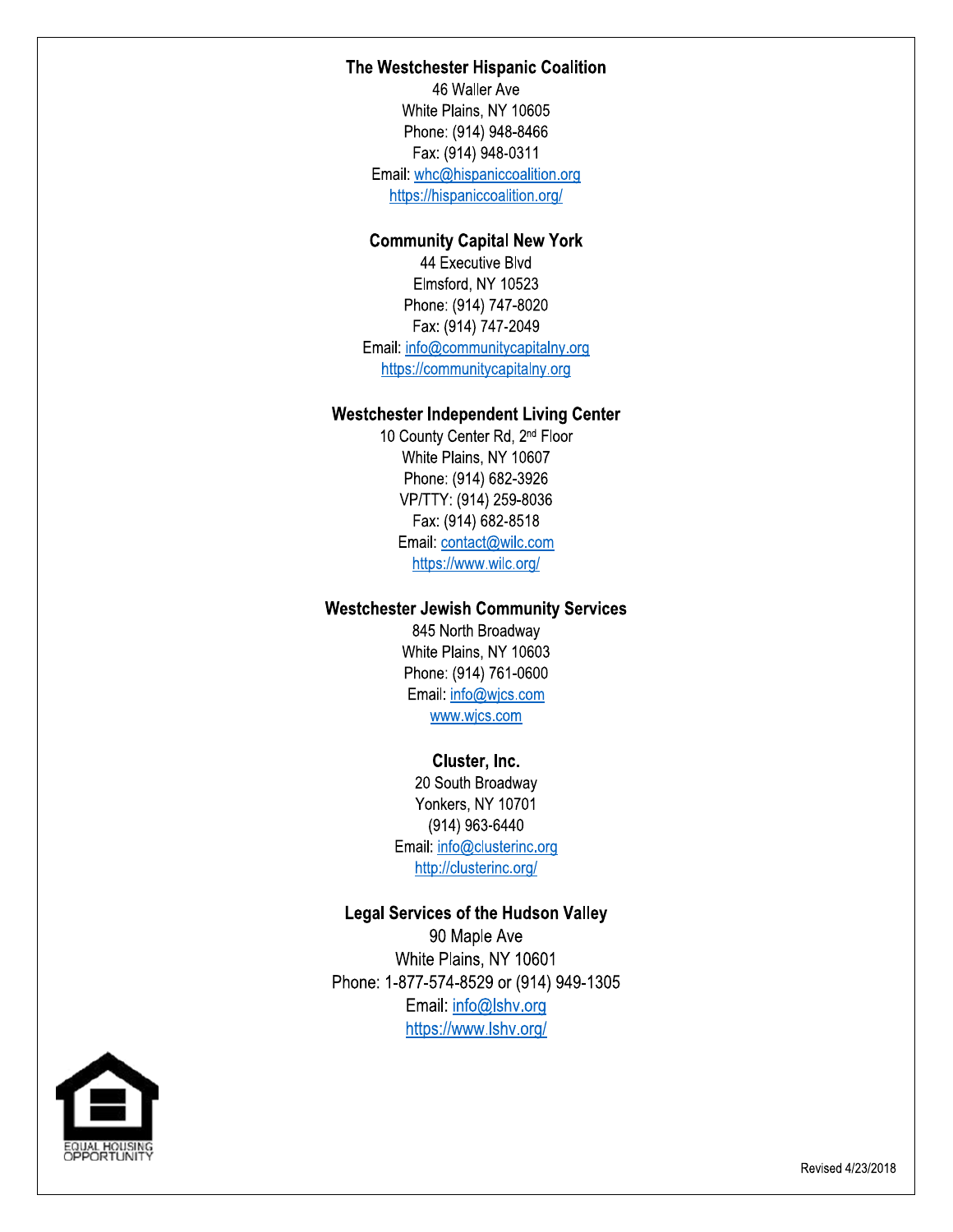**The Westchester Hispanic Coalition**
46 Waller Ave
White Plains, NY 10605
Phone: (914) 948-8466
Fax: (914) 948-0311
Email: whc@hispaniccoalition.org
https://hispaniccoalition.org/

**Community Capital New York**
44 Executive Blvd
Elmsford, NY 10523
Phone: (914) 747-8020
Fax: (914) 747-2049
Email: info@communitycapitalny.org
https://communitycapitalny.org

**Westchester Independent Living Center**
10 County Center Rd, 2nd Floor
White Plains, NY 10607
Phone: (914) 682-3926
VP/TTY: (914) 259-8036
Fax: (914) 682-8518
Email: contact@wilc.com
https://www.wilc.org/

**Westchester Jewish Community Services**
845 North Broadway
White Plains, NY 10603
Phone: (914) 761-0600
Email: info@wjcs.com
www.wjcs.com

**Cluster, Inc.**
20 South Broadway
Yonkers, NY 10701
(914) 963-6440
Email: info@clusterinc.org
http://clusterinc.org/

**Legal Services of the Hudson Valley**
90 Maple Ave
White Plains, NY 10601
Phone: 1-877-574-8529 or (914) 949-1305
Email: info@lshv.org
https://www.lshv.org/

EQUAL HOUSING OPPORTUNITY

Revised 4/23/2018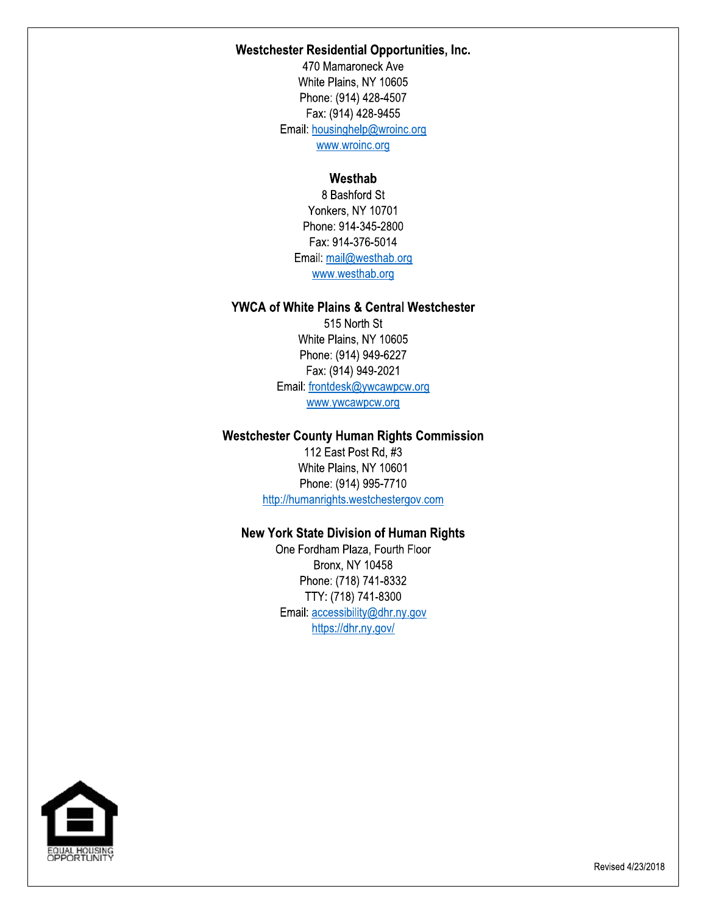**Westchester Residential Opportunities, Inc.**
470 Mamaroneck Ave
White Plains, NY 10605
Phone: (914) 428-4507
Fax: (914) 428-9455
Email: housinghelp@wroinc.org
www.wroinc.org

**Westhab**
8 Bashford St
Yonkers, NY 10701
Phone: 914-345-2800
Fax: 914-376-5014
Email: mail@westhab.org
www.westhab.org

**YWCA of White Plains & Central Westchester**
515 North St
White Plains, NY 10605
Phone: (914) 949-6227
Fax: (914) 949-2021
Email: frontdesk@ywcawpcw.org
www.ywcawpcw.org

**Westchester County Human Rights Commission**
112 East Post Rd, #3
White Plains, NY 10601
Phone: (914) 995-7710
http://humanrights.westchestergov.com

**New York State Division of Human Rights**
One Fordham Plaza, Fourth Floor
Bronx, NY 10458
Phone: (718) 741-8332
TTY: (718) 741-8300
Email: accessibility@dhr.ny.gov
https://dhr.ny.gov/

EQUAL HOUSING OPPORTUNITY

Revised 4/23/2018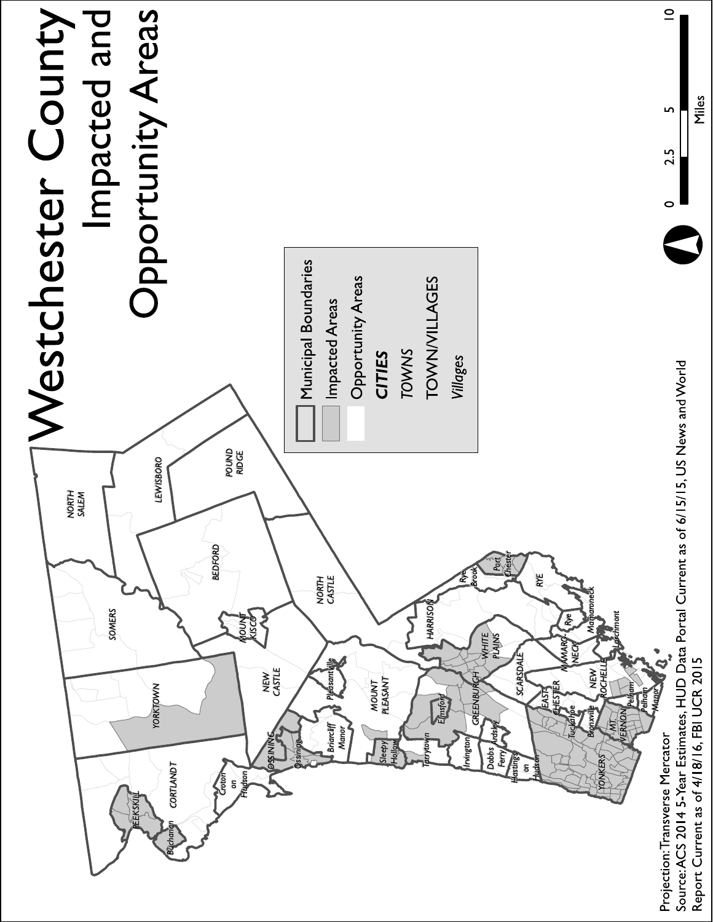# Westchester County Impacted and Opportunity Areas

Municipal Boundaries

Impacted Areas

Opportunity Areas

***CITIES***

*TOWNS*

TOWN/VILLAGES

*Villages*

NORTH SALEM

LEWISBORO

POUND RIDGE

SOMERS

BEDFORD

YORKTOWN

NEW CASTLE

MOUNT KISCO

NORTH CASTLE

PEEKSKILL

CORTLANDT

Buchanan

Croton on Hudson

OSSINING

Ossining

Briarcliff Manor

Pleasantville

MOUNT PLEASANT

Sleepy Hollow

Tarrytown

Elmsford

GREENBURGH

Irvington

Dobbs Ferry

Ardsley

Hastings on Hudson

HARRISON

WHITE PLAINS

Rye Brook

Port Chester

RYE

Rye

Mamaroneck

MAMARONECK

Larchmont

SCARSDALE

EASTCHESTER

Tuckahoe

Bronxville

NEW ROCHELLE

Pelham

Pelham Manor

MT. VERNON

YONKERS

0 2.5 5 10

Miles

Projection: Transverse Mercator

Source: ACS 2014 5-Year Estimates, HUD Data Portal Current as of 6/15/15, US News and World Report Current as of 4/18/16, FBI UCR 2015